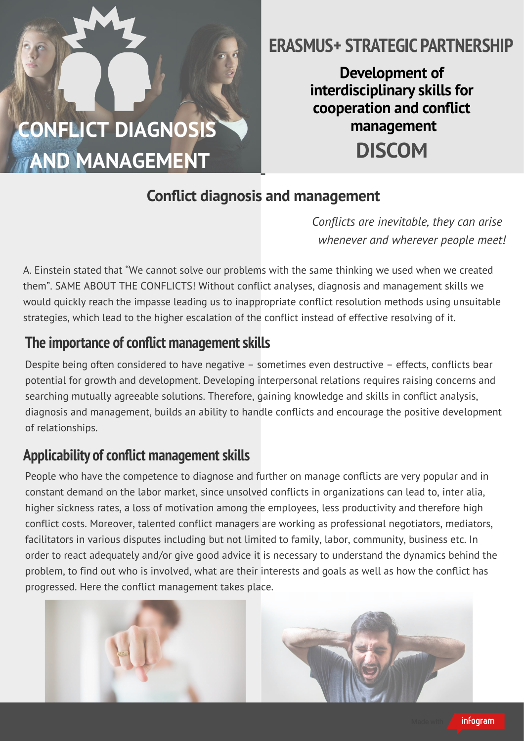# CONFLICT DIAGNOSIS AND MANAGEMENT

## ERASMUS+ STRATEGIC PARTNERSHIP

**Development of interdisciplinary skills for cooperation and conflict management**

**DISCOM**

## Conflict diagnosis and management

*Conflicts are inevitable, they can arise whenever and wherever people meet!*

A. Einstein stated that "We cannot solve our problems with the same thinking we used when we created them". SAME ABOUT THE CONFLICTS! Without conflict analyses, diagnosis and management skills we would quickly reach the impasse leading us to inappropriate conflict resolution methods using unsuitable strategies, which lead to the higher escalation of the conflict instead of effective resolving of it.

## The importance of conflict management skills

Despite being often considered to have negative – sometimes even destructive – effects, conflicts bear potential for growth and development. Developing interpersonal relations requires raising concerns and searching mutually agreeable solutions. Therefore, gaining knowledge and skills in conflict analysis, diagnosis and management, builds an ability to handle conflicts and encourage the positive development of relationships.

## Applicability of conflict management skills

People who have the competence to diagnose and further on manage conflicts are very popular and in constant demand on the labor market, since unsolved conflicts in organizations can lead to, inter alia, higher sickness rates, a loss of motivation among the employees, less productivity and therefore high conflict costs. Moreover, talented conflict managers are working as professional negotiators, mediators, facilitators in various disputes including but not limited to family, labor, community, business etc. In order to react adequately and/or give good advice it is necessary to understand the dynamics behind the problem, to find out who is involved, what are their interests and goals as well as how the conflict has progressed. Here the conflict management takes place.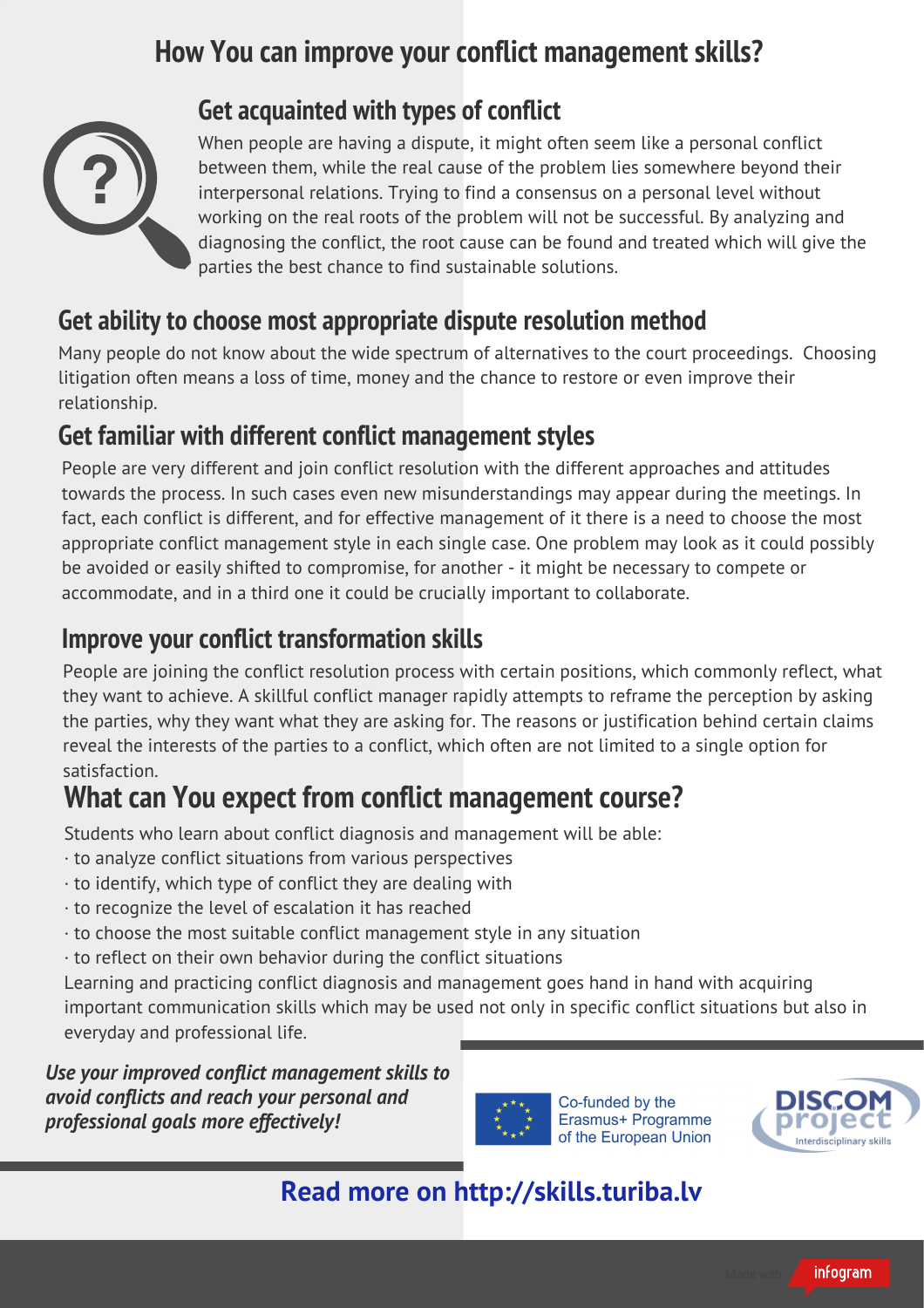# How You can improve your conflict management skills?

## Get acquainted with types of conflict

When people are having a dispute, it might often seem like a personal conflict between them, while the real cause of the problem lies somewhere beyond their interpersonal relations. Trying to find a consensus on a personal level without working on the real roots of the problem will not be successful. By analyzing and diagnosing the conflict, the root cause can be found and treated which will give the parties the best chance to find sustainable solutions.

## Get ability to choose most appropriate dispute resolution method

Many people do not know about the wide spectrum of alternatives to the court proceedings. Choosing litigation often means a loss of time, money and the chance to restore or even improve their relationship.

## Get familiar with different conflict management styles

People are very different and join conflict resolution with the different approaches and attitudes towards the process. In such cases even new misunderstandings may appear during the meetings. In fact, each conflict is different, and for effective management of it there is a need to choose the most appropriate conflict management style in each single case. One problem may look as it could possibly be avoided or easily shifted to compromise, for another - it might be necessary to compete or accommodate, and in a third one it could be crucially important to collaborate.

## Improve your conflict transformation skills

People are joining the conflict resolution process with certain positions, which commonly reflect, what they want to achieve. A skillful conflict manager rapidly attempts to reframe the perception by asking the parties, why they want what they are asking for. The reasons or justification behind certain claims reveal the interests of the parties to a conflict, which often are not limited to a single option for satisfaction.

# What can You expect from conflict management course?

Students who learn about conflict diagnosis and management will be able:

- to analyze conflict situations from various perspectives
- to identify, which type of conflict they are dealing with
- to recognize the level of escalation it has reached
- to choose the most suitable conflict management style in any situation
- to reflect on their own behavior during the conflict situations

Learning and practicing conflict diagnosis and management goes hand in hand with acquiring important communication skills which may be used not only in specific conflict situations but also in everyday and professional life.

***Use your improved conflict management skills to avoid conflicts and reach your personal and professional goals more effectively!***

Co-funded by the Erasmus+ Programme of the European Union

DISCOM project Interdisciplinary skills

**Read more on http://skills.turiba.lv**

Made with infogram